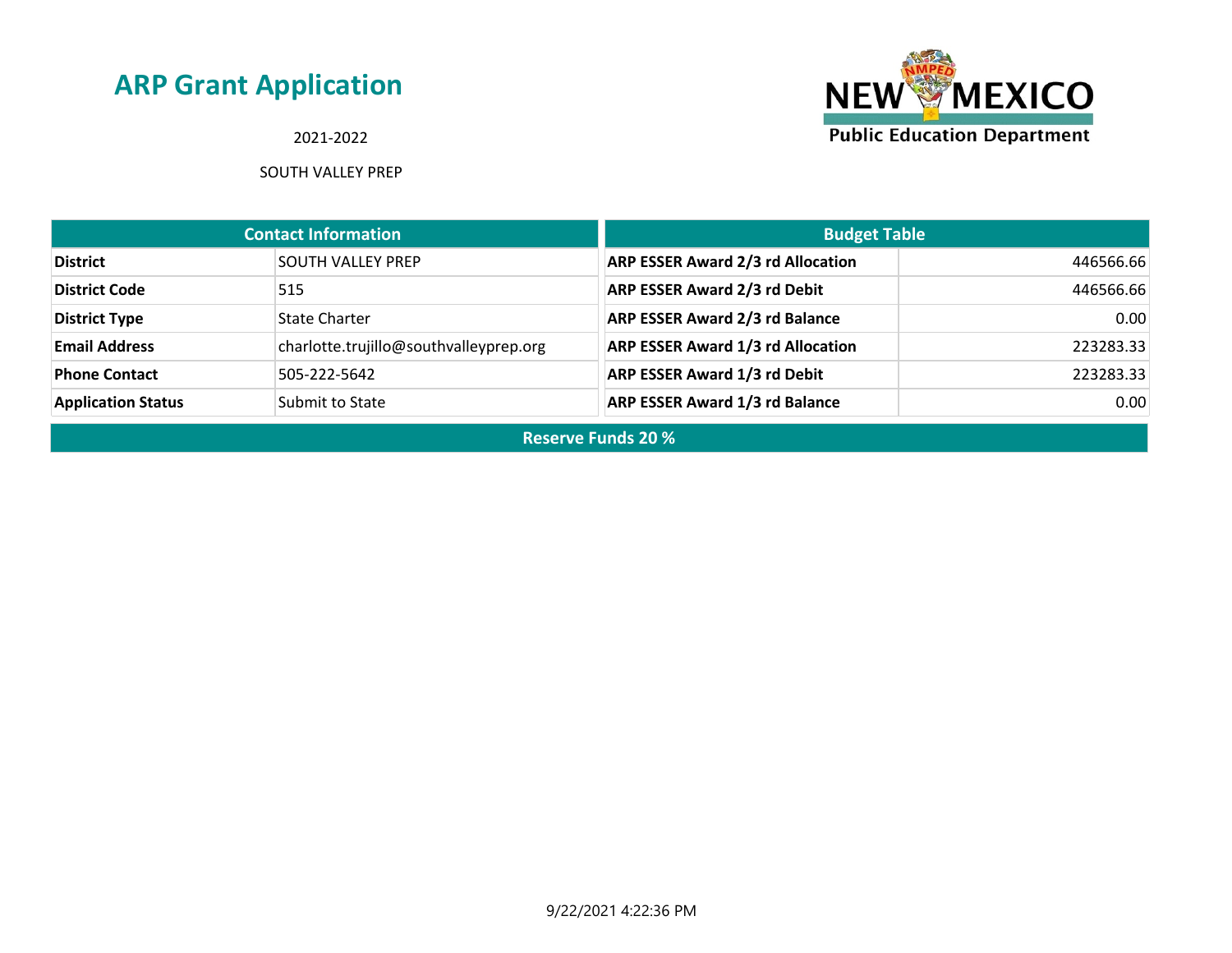# ARP Grant Application

2021-2022

SOUTH VALLEY PREP

New Mexico Public Education Department

| Contact Information | |
|---|---|
| **District** | SOUTH VALLEY PREP |
| **District Code** | 515 |
| **District Type** | State Charter |
| **Email Address** | charlotte.trujillo@southvalleyprep.org |
| **Phone Contact** | 505-222-5642 |
| **Application Status** | Submit to State |

| Budget Table | |
|---|---|
| **ARP ESSER Award 2/3 rd Allocation** | 446566.66 |
| **ARP ESSER Award 2/3 rd Debit** | 446566.66 |
| **ARP ESSER Award 2/3 rd Balance** | 0.00 |
| **ARP ESSER Award 1/3 rd Allocation** | 223283.33 |
| **ARP ESSER Award 1/3 rd Debit** | 223283.33 |
| **ARP ESSER Award 1/3 rd Balance** | 0.00 |

**Reserve Funds 20 %**

9/22/2021 4:22:36 PM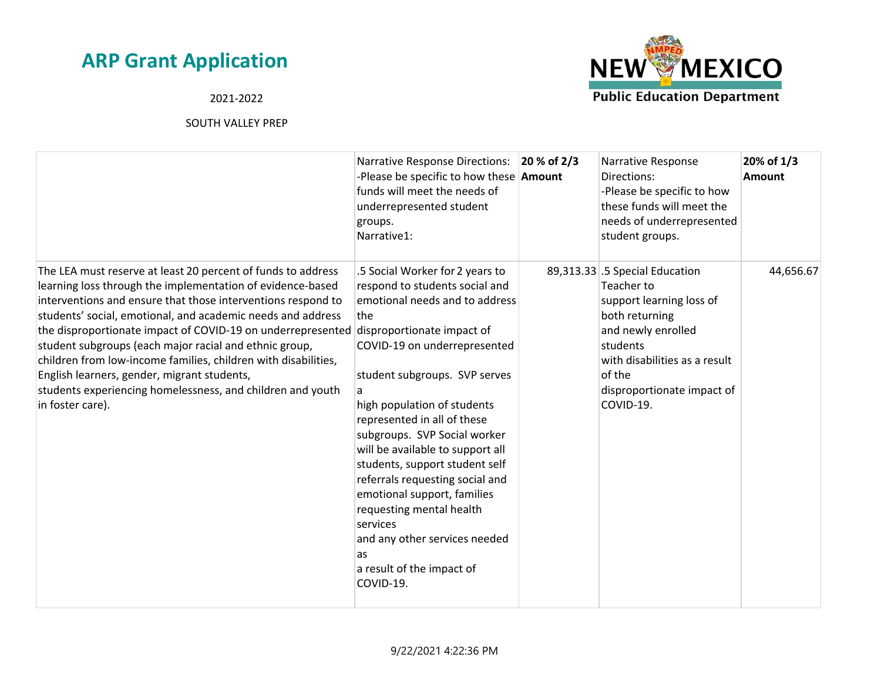# ARP Grant Application

2021-2022

SOUTH VALLEY PREP

| | Narrative Response Directions: -Please be specific to how these funds will meet the needs of underrepresented student groups. Narrative1: | **20 % of 2/3 Amount** | Narrative Response Directions: -Please be specific to how these funds will meet the needs of underrepresented student groups. | **20% of 1/3 Amount** |
|---|---|---|---|---|
| The LEA must reserve at least 20 percent of funds to address learning loss through the implementation of evidence-based interventions and ensure that those interventions respond to students' social, emotional, and academic needs and address the disproportionate impact of COVID-19 on underrepresented student subgroups (each major racial and ethnic group, children from low-income families, children with disabilities, English learners, gender, migrant students, students experiencing homelessness, and children and youth in foster care). | .5 Social Worker for 2 years to respond to students social and emotional needs and to address the disproportionate impact of COVID-19 on underrepresented student subgroups. SVP serves a high population of students represented in all of these subgroups. SVP Social worker will be available to support all students, support student self referrals requesting social and emotional support, families requesting mental health services and any other services needed as a result of the impact of COVID-19. | 89,313.33 | .5 Special Education Teacher to support learning loss of both returning and newly enrolled students with disabilities as a result of the disproportionate impact of COVID-19. | 44,656.67 |

9/22/2021 4:22:36 PM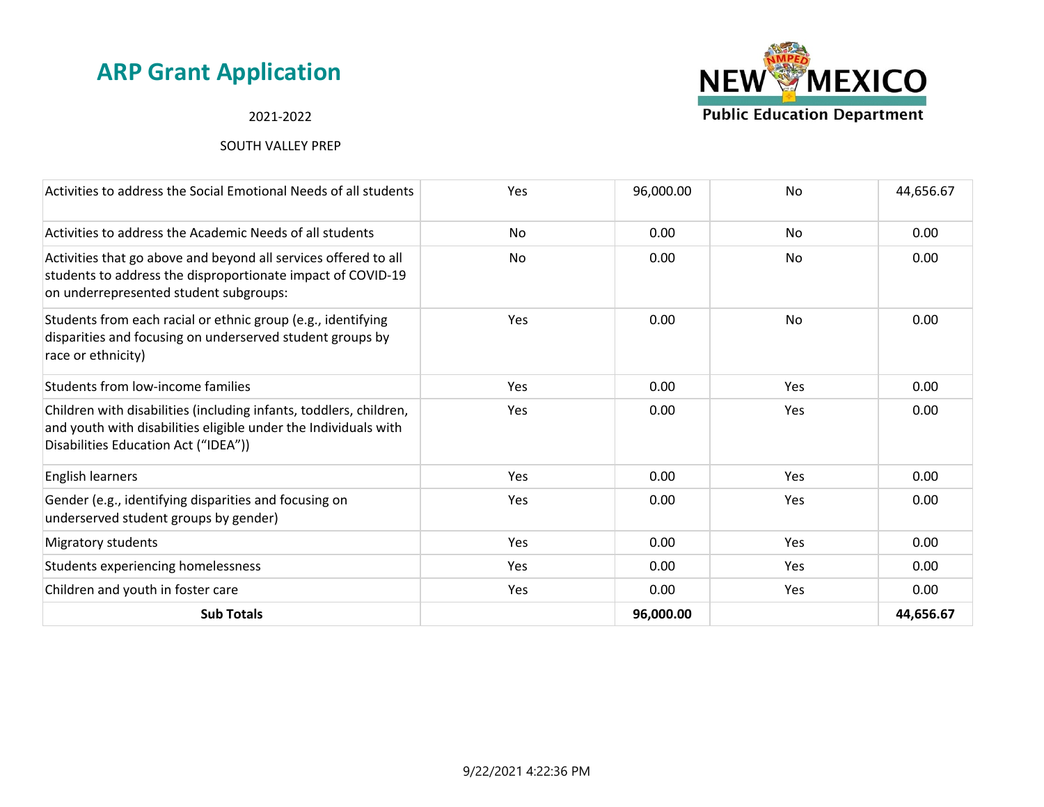## ARP Grant Application

2021-2022

SOUTH VALLEY PREP

| | | | | |
|---|---|---|---|---|
| Activities to address the Social Emotional Needs of all students | Yes | 96,000.00 | No | 44,656.67 |
| Activities to address the Academic Needs of all students | No | 0.00 | No | 0.00 |
| Activities that go above and beyond all services offered to all students to address the disproportionate impact of COVID-19 on underrepresented student subgroups: | No | 0.00 | No | 0.00 |
| Students from each racial or ethnic group (e.g., identifying disparities and focusing on underserved student groups by race or ethnicity) | Yes | 0.00 | No | 0.00 |
| Students from low-income families | Yes | 0.00 | Yes | 0.00 |
| Children with disabilities (including infants, toddlers, children, and youth with disabilities eligible under the Individuals with Disabilities Education Act ("IDEA")) | Yes | 0.00 | Yes | 0.00 |
| English learners | Yes | 0.00 | Yes | 0.00 |
| Gender (e.g., identifying disparities and focusing on underserved student groups by gender) | Yes | 0.00 | Yes | 0.00 |
| Migratory students | Yes | 0.00 | Yes | 0.00 |
| Students experiencing homelessness | Yes | 0.00 | Yes | 0.00 |
| Children and youth in foster care | Yes | 0.00 | Yes | 0.00 |
| **Sub Totals** | | **96,000.00** | | **44,656.67** |

9/22/2021 4:22:36 PM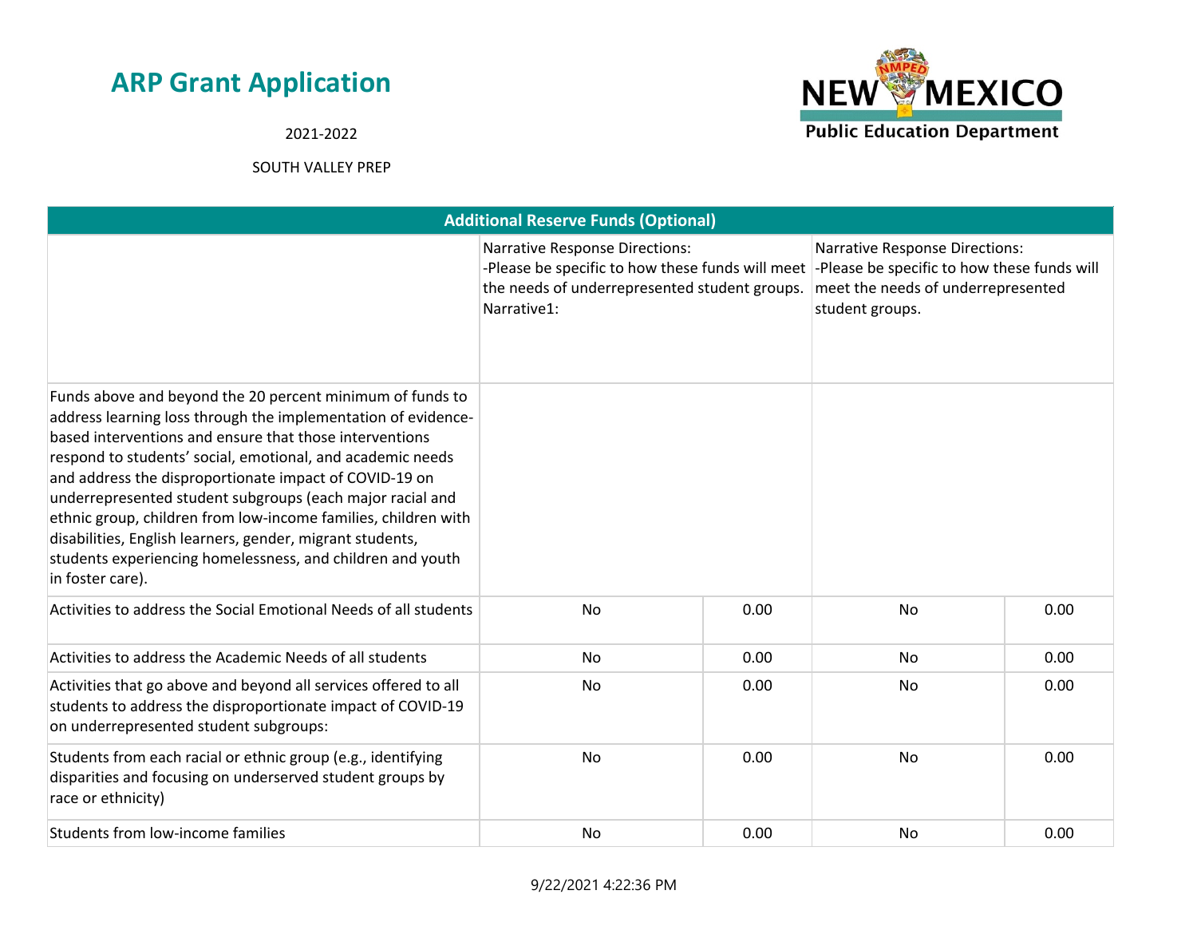# ARP Grant Application

2021-2022

SOUTH VALLEY PREP

| Additional Reserve Funds (Optional) | | | | |
|---|---|---|---|---|
| | Narrative Response Directions:<br>-Please be specific to how these funds will meet the needs of underrepresented student groups.<br>Narrative1: | | Narrative Response Directions:<br>-Please be specific to how these funds will meet the needs of underrepresented student groups. | |
| Funds above and beyond the 20 percent minimum of funds to address learning loss through the implementation of evidence-based interventions and ensure that those interventions respond to students' social, emotional, and academic needs and address the disproportionate impact of COVID-19 on underrepresented student subgroups (each major racial and ethnic group, children from low-income families, children with disabilities, English learners, gender, migrant students, students experiencing homelessness, and children and youth in foster care). | | | | |
| Activities to address the Social Emotional Needs of all students | No | 0.00 | No | 0.00 |
| Activities to address the Academic Needs of all students | No | 0.00 | No | 0.00 |
| Activities that go above and beyond all services offered to all students to address the disproportionate impact of COVID-19 on underrepresented student subgroups: | No | 0.00 | No | 0.00 |
| Students from each racial or ethnic group (e.g., identifying disparities and focusing on underserved student groups by race or ethnicity) | No | 0.00 | No | 0.00 |
| Students from low-income families | No | 0.00 | No | 0.00 |

9/22/2021 4:22:36 PM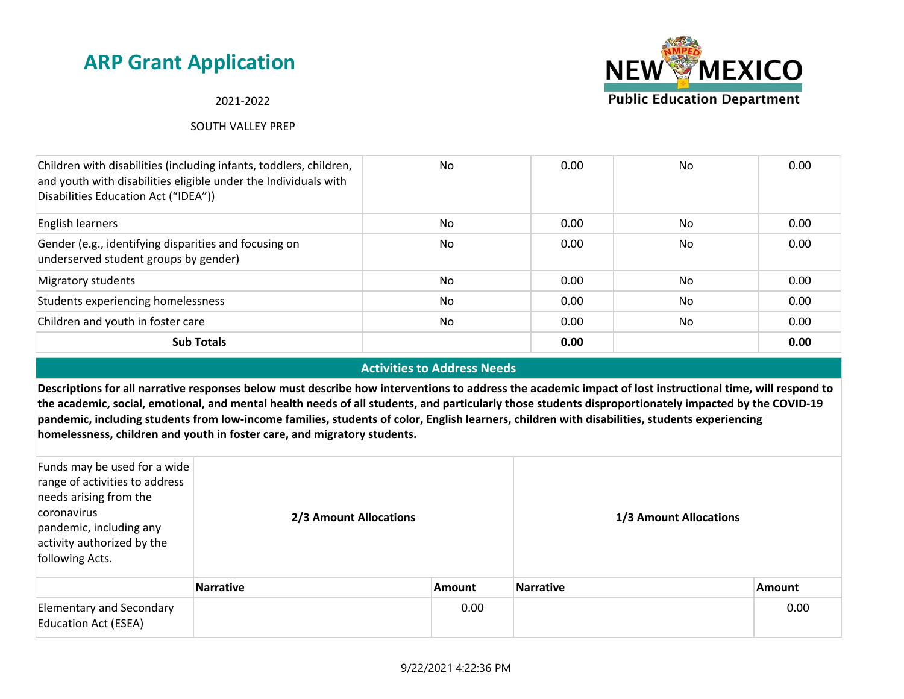# ARP Grant Application

2021-2022

SOUTH VALLEY PREP

| | | | | |
|---|---|---|---|---|
| Children with disabilities (including infants, toddlers, children, and youth with disabilities eligible under the Individuals with Disabilities Education Act ("IDEA")) | No | 0.00 | No | 0.00 |
| English learners | No | 0.00 | No | 0.00 |
| Gender (e.g., identifying disparities and focusing on underserved student groups by gender) | No | 0.00 | No | 0.00 |
| Migratory students | No | 0.00 | No | 0.00 |
| Students experiencing homelessness | No | 0.00 | No | 0.00 |
| Children and youth in foster care | No | 0.00 | No | 0.00 |
| **Sub Totals** | | **0.00** | | **0.00** |

## Activities to Address Needs

**Descriptions for all narrative responses below must describe how interventions to address the academic impact of lost instructional time, will respond to the academic, social, emotional, and mental health needs of all students, and particularly those students disproportionately impacted by the COVID-19 pandemic, including students from low-income families, students of color, English learners, children with disabilities, students experiencing homelessness, children and youth in foster care, and migratory students.**

| Funds may be used for a wide range of activities to address needs arising from the coronavirus pandemic, including any activity authorized by the following Acts. | **2/3 Amount Allocations** | | **1/3 Amount Allocations** | |
|---|---|---|---|---|
| | **Narrative** | **Amount** | **Narrative** | **Amount** |
| Elementary and Secondary Education Act (ESEA) | | 0.00 | | 0.00 |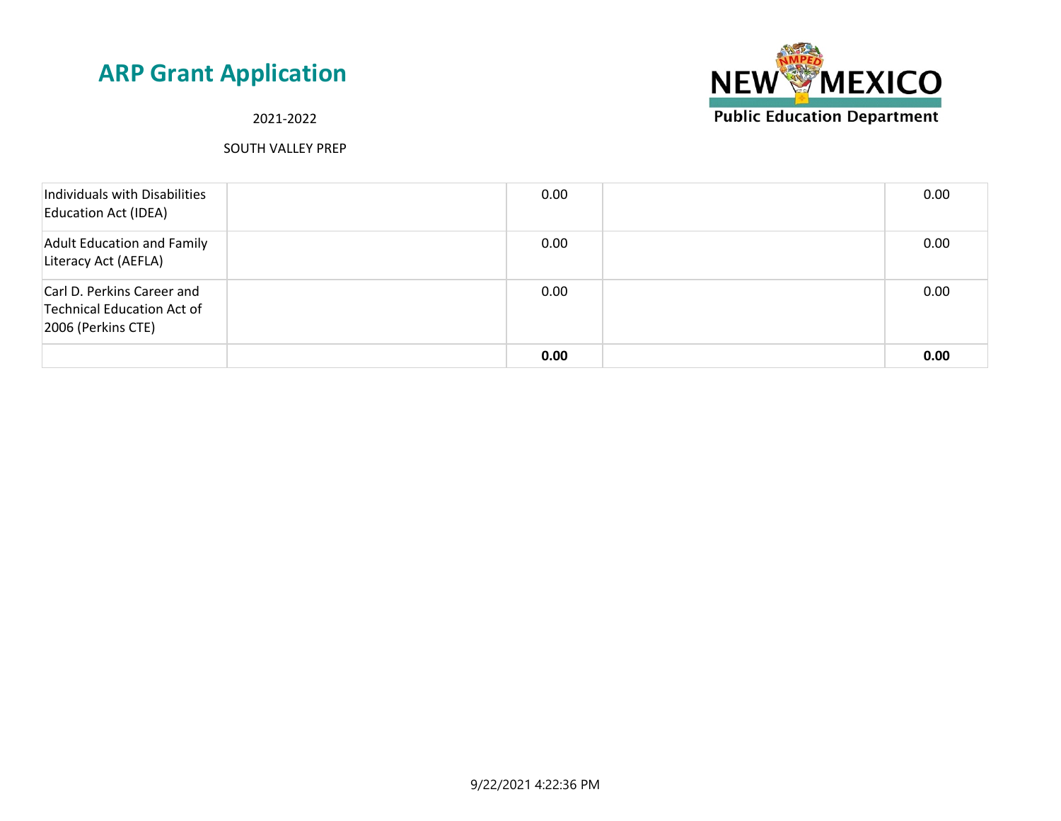## ARP Grant Application

2021-2022

SOUTH VALLEY PREP

| | | | | |
|---|---|---|---|---|
| Individuals with Disabilities Education Act (IDEA) | | 0.00 | | 0.00 |
| Adult Education and Family Literacy Act (AEFLA) | | 0.00 | | 0.00 |
| Carl D. Perkins Career and Technical Education Act of 2006 (Perkins CTE) | | 0.00 | | 0.00 |
| | | **0.00** | | **0.00** |

9/22/2021 4:22:36 PM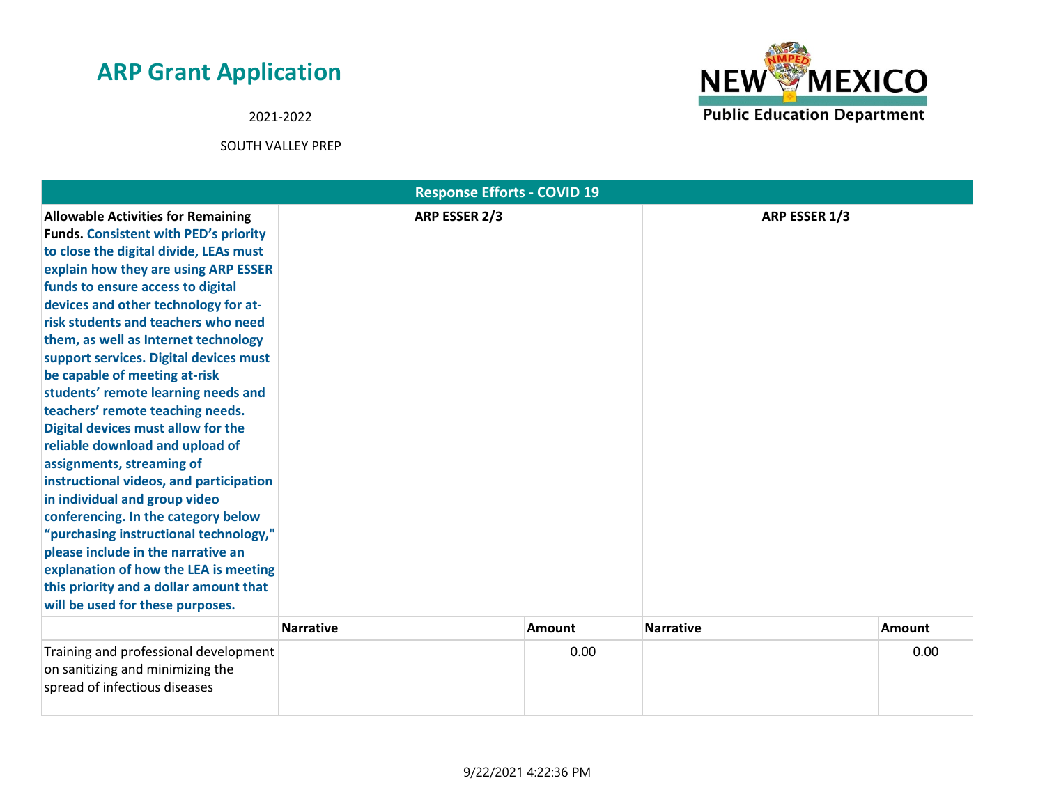# ARP Grant Application

2021-2022

SOUTH VALLEY PREP

| Response Efforts - COVID 19 | | | | |
|---|---|---|---|---|
| **Allowable Activities for Remaining Funds.** **Consistent with PED's priority to close the digital divide, LEAs must explain how they are using ARP ESSER funds to ensure access to digital devices and other technology for at-risk students and teachers who need them, as well as Internet technology support services. Digital devices must be capable of meeting at-risk students' remote learning needs and teachers' remote teaching needs. Digital devices must allow for the reliable download and upload of assignments, streaming of instructional videos, and participation in individual and group video conferencing. In the category below "purchasing instructional technology," please include in the narrative an explanation of how the LEA is meeting this priority and a dollar amount that will be used for these purposes.** | **ARP ESSER 2/3** | | **ARP ESSER 1/3** | |
| | **Narrative** | **Amount** | **Narrative** | **Amount** |
| Training and professional development on sanitizing and minimizing the spread of infectious diseases | | 0.00 | | 0.00 |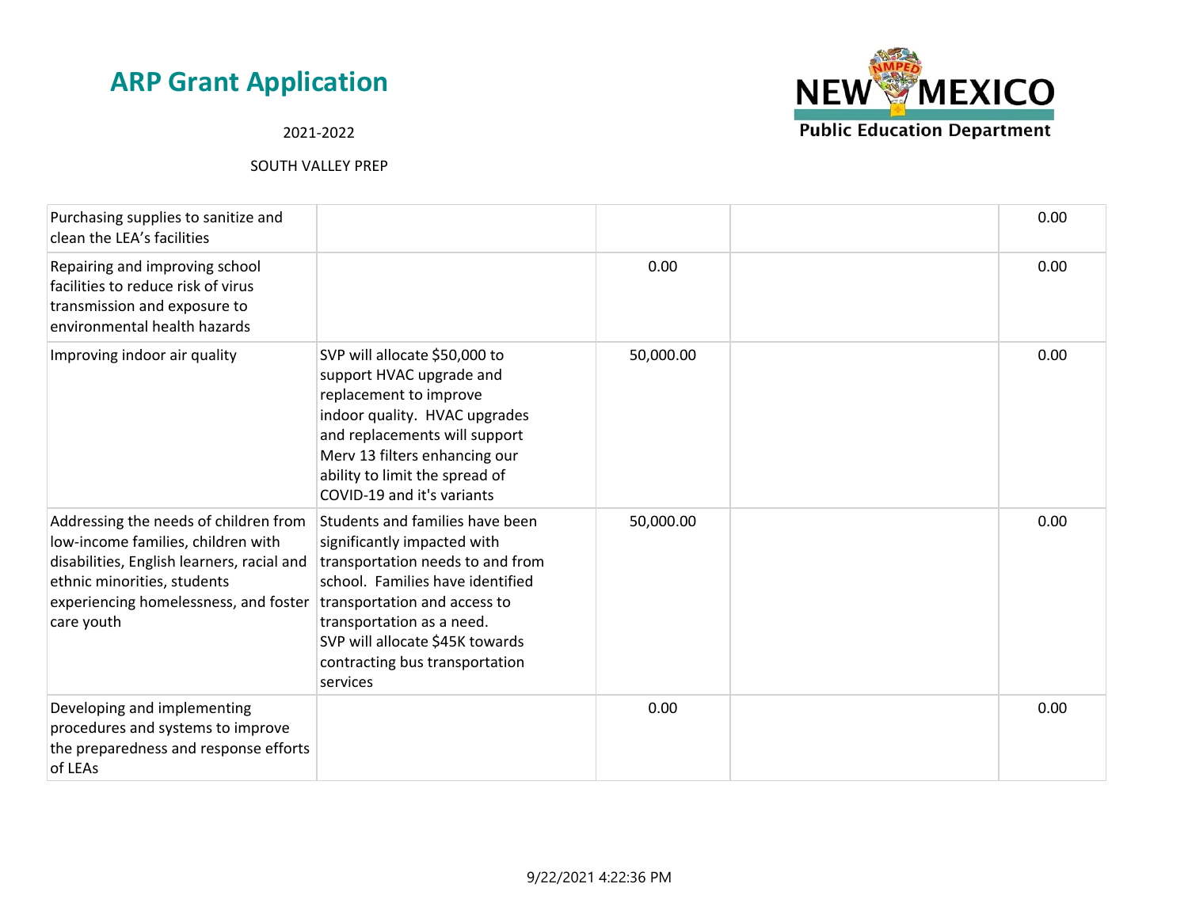# ARP Grant Application

2021-2022

SOUTH VALLEY PREP

| | | | | |
|---|---|---|---|---|
| Purchasing supplies to sanitize and clean the LEA's facilities | | | | 0.00 |
| Repairing and improving school facilities to reduce risk of virus transmission and exposure to environmental health hazards | | 0.00 | | 0.00 |
| Improving indoor air quality | SVP will allocate $50,000 to support HVAC upgrade and replacement to improve indoor quality. HVAC upgrades and replacements will support Merv 13 filters enhancing our ability to limit the spread of COVID-19 and it's variants | 50,000.00 | | 0.00 |
| Addressing the needs of children from low-income families, children with disabilities, English learners, racial and ethnic minorities, students experiencing homelessness, and foster care youth | Students and families have been significantly impacted with transportation needs to and from school. Families have identified transportation and access to transportation as a need.<br>SVP will allocate $45K towards contracting bus transportation services | 50,000.00 | | 0.00 |
| Developing and implementing procedures and systems to improve the preparedness and response efforts of LEAs | | 0.00 | | 0.00 |

9/22/2021 4:22:36 PM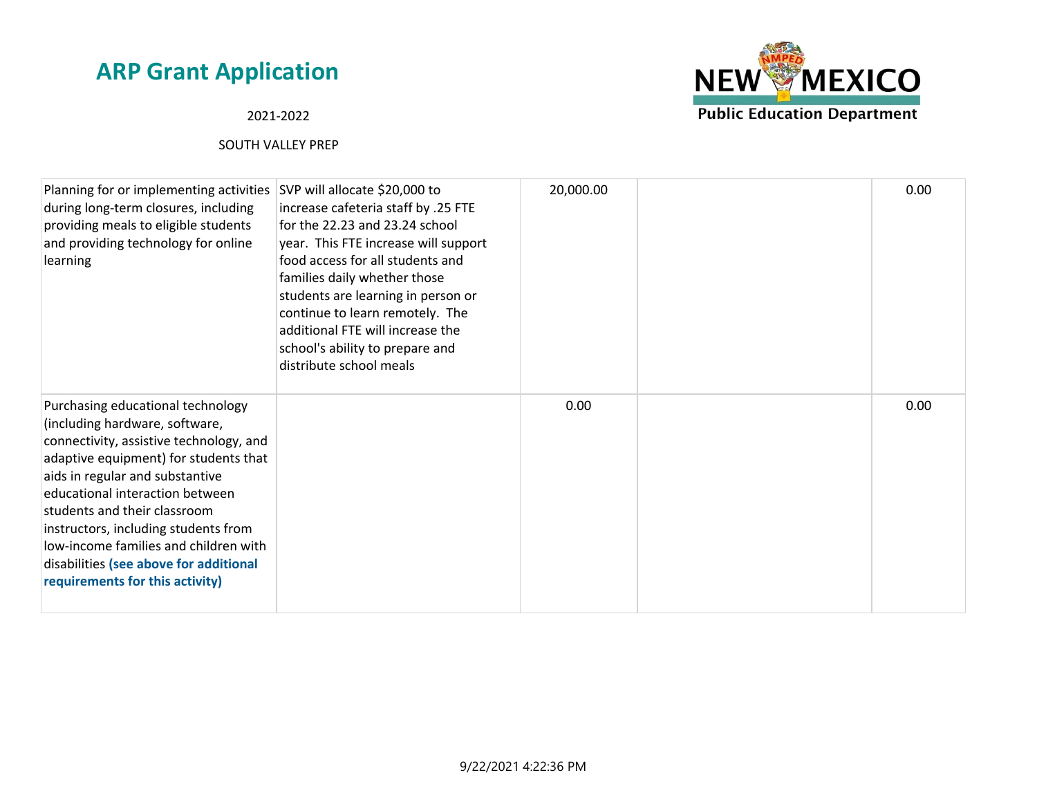| | | | | |
|---|---|---|---|---|
| Planning for or implementing activities during long-term closures, including providing meals to eligible students and providing technology for online learning | SVP will allocate $20,000 to increase cafeteria staff by .25 FTE for the 22.23 and 23.24 school year. This FTE increase will support food access for all students and families daily whether those students are learning in person or continue to learn remotely. The additional FTE will increase the school's ability to prepare and distribute school meals | 20,000.00 | | 0.00 |
| Purchasing educational technology (including hardware, software, connectivity, assistive technology, and adaptive equipment) for students that aids in regular and substantive educational interaction between students and their classroom instructors, including students from low-income families and children with disabilities **(see above for additional requirements for this activity)** | | 0.00 | | 0.00 |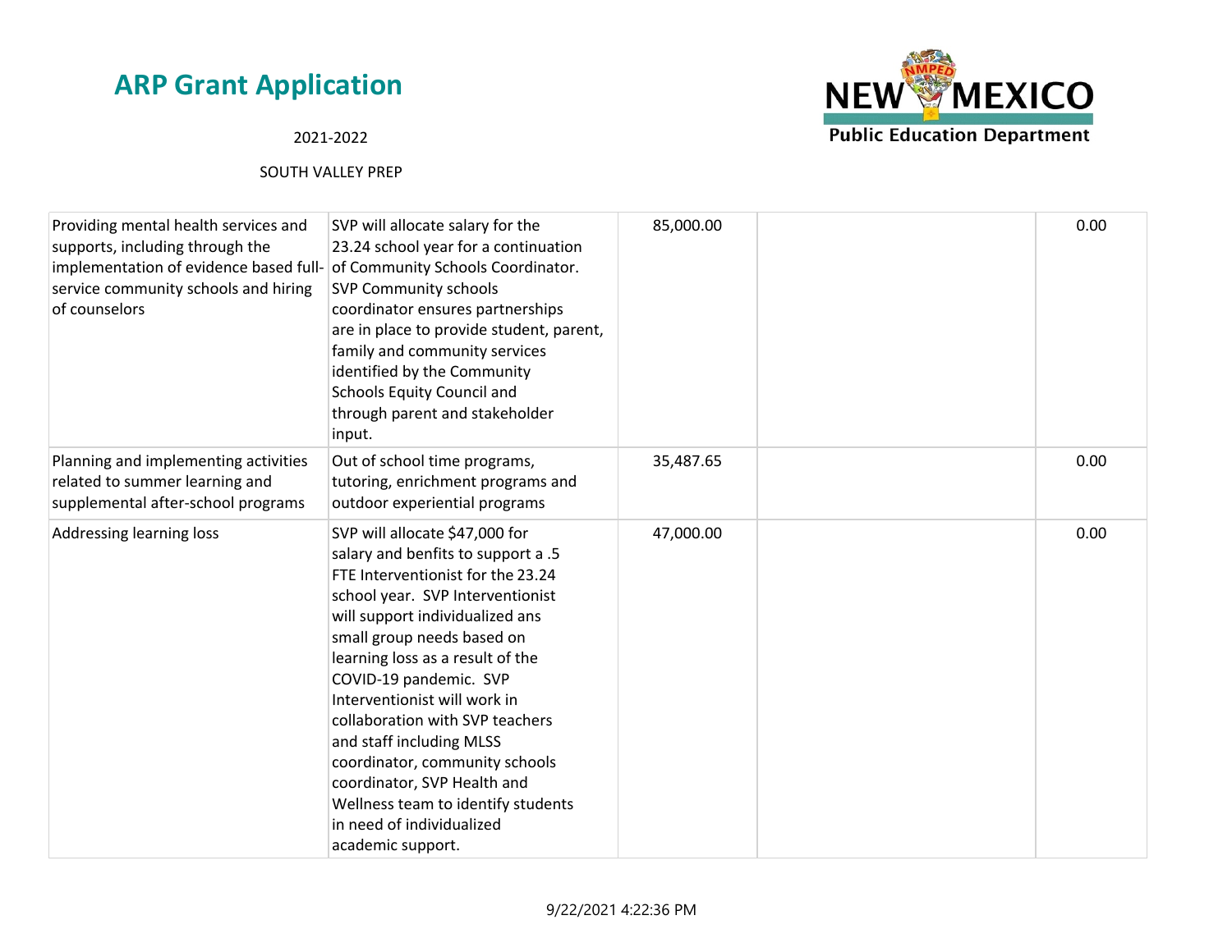# ARP Grant Application

2021-2022

SOUTH VALLEY PREP

| | | | | |
|---|---|---|---|---|
| Providing mental health services and supports, including through the implementation of evidence based full-service community schools and hiring of counselors | SVP will allocate salary for the 23.24 school year for a continuation of Community Schools Coordinator. SVP Community schools coordinator ensures partnerships are in place to provide student, parent, family and community services identified by the Community Schools Equity Council and through parent and stakeholder input. | 85,000.00 | | 0.00 |
| Planning and implementing activities related to summer learning and supplemental after-school programs | Out of school time programs, tutoring, enrichment programs and outdoor experiential programs | 35,487.65 | | 0.00 |
| Addressing learning loss | SVP will allocate $47,000 for salary and benfits to support a .5 FTE Interventionist for the 23.24 school year. SVP Interventionist will support individualized ans small group needs based on learning loss as a result of the COVID-19 pandemic. SVP Interventionist will work in collaboration with SVP teachers and staff including MLSS coordinator, community schools coordinator, SVP Health and Wellness team to identify students in need of individualized academic support. | 47,000.00 | | 0.00 |

9/22/2021 4:22:36 PM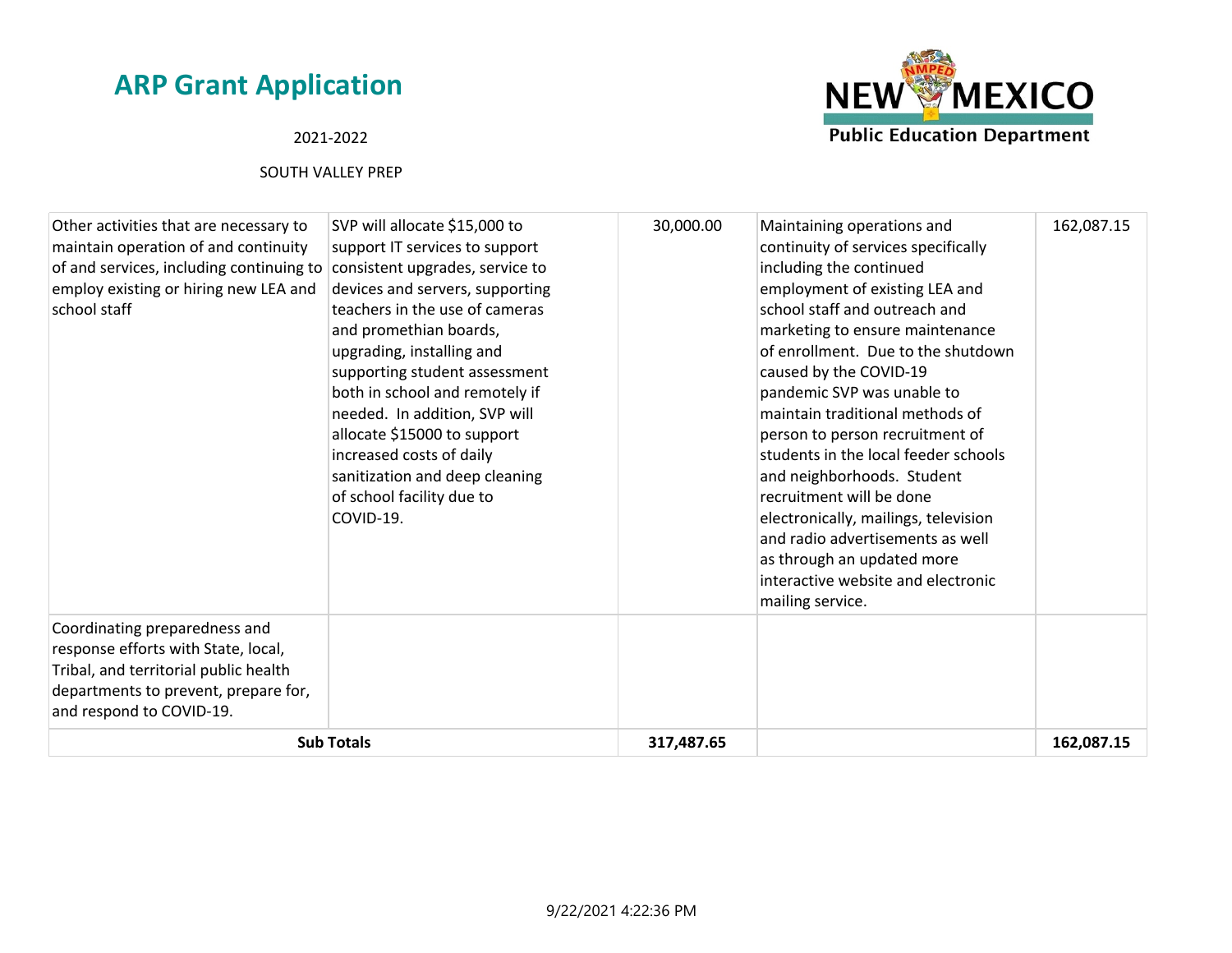# ARP Grant Application

2021-2022

SOUTH VALLEY PREP

| | | | | |
|---|---|---|---|---|
| Other activities that are necessary to maintain operation of and continuity of and services, including continuing to employ existing or hiring new LEA and school staff | SVP will allocate $15,000 to support IT services to support consistent upgrades, service to devices and servers, supporting teachers in the use of cameras and promethian boards, upgrading, installing and supporting student assessment both in school and remotely if needed. In addition, SVP will allocate $15000 to support increased costs of daily sanitization and deep cleaning of school facility due to COVID-19. | 30,000.00 | Maintaining operations and continuity of services specifically including the continued employment of existing LEA and school staff and outreach and marketing to ensure maintenance of enrollment. Due to the shutdown caused by the COVID-19 pandemic SVP was unable to maintain traditional methods of person to person recruitment of students in the local feeder schools and neighborhoods. Student recruitment will be done electronically, mailings, television and radio advertisements as well as through an updated more interactive website and electronic mailing service. | 162,087.15 |
| Coordinating preparedness and response efforts with State, local, Tribal, and territorial public health departments to prevent, prepare for, and respond to COVID-19. | | | | |
| **Sub Totals** | | **317,487.65** | | **162,087.15** |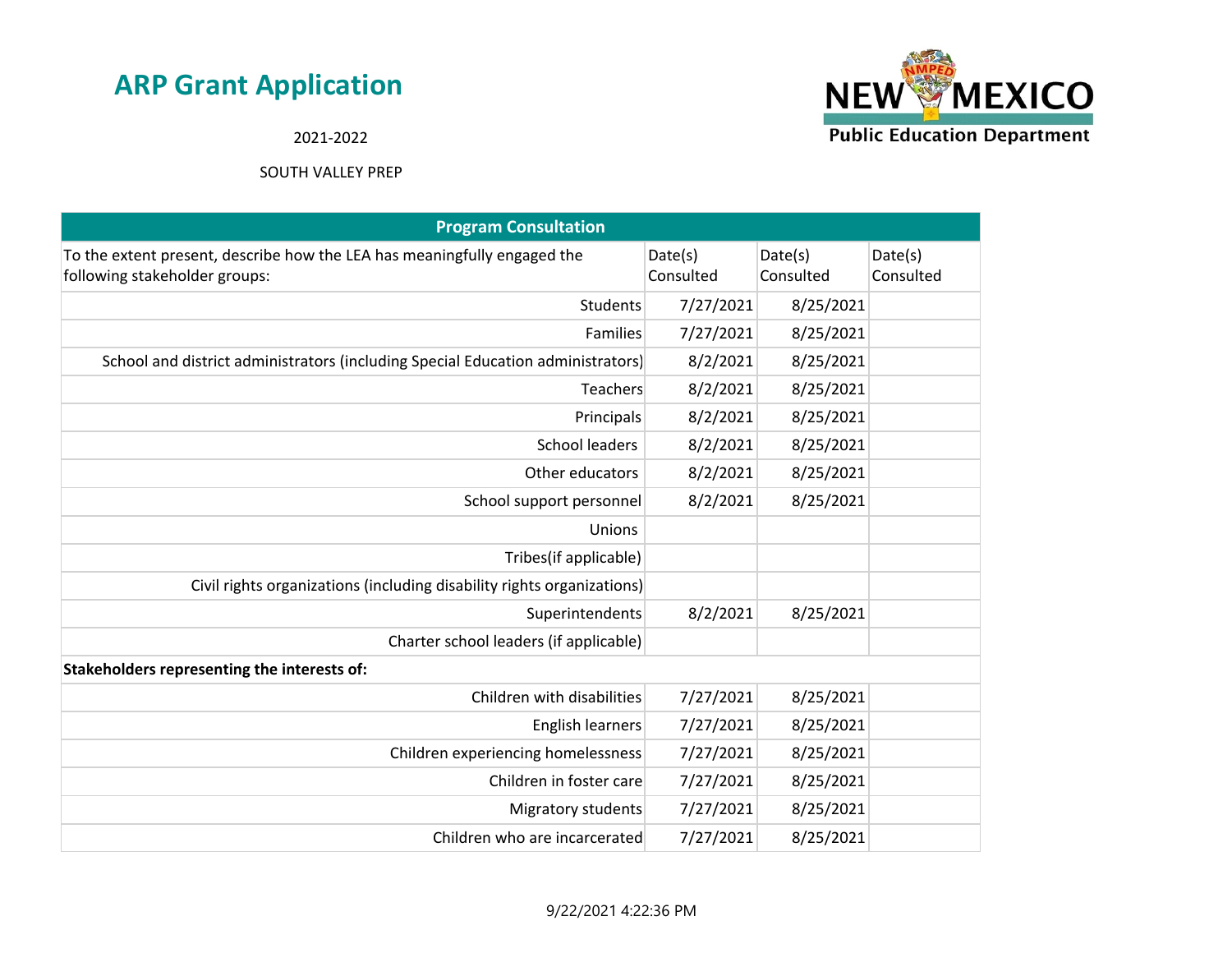# ARP Grant Application

2021-2022

SOUTH VALLEY PREP

| Program Consultation | | | |
|---|---|---|---|
| To the extent present, describe how the LEA has meaningfully engaged the following stakeholder groups: | Date(s) Consulted | Date(s) Consulted | Date(s) Consulted |
| Students | 7/27/2021 | 8/25/2021 | |
| Families | 7/27/2021 | 8/25/2021 | |
| School and district administrators (including Special Education administrators) | 8/2/2021 | 8/25/2021 | |
| Teachers | 8/2/2021 | 8/25/2021 | |
| Principals | 8/2/2021 | 8/25/2021 | |
| School leaders | 8/2/2021 | 8/25/2021 | |
| Other educators | 8/2/2021 | 8/25/2021 | |
| School support personnel | 8/2/2021 | 8/25/2021 | |
| Unions | | | |
| Tribes(if applicable) | | | |
| Civil rights organizations (including disability rights organizations) | | | |
| Superintendents | 8/2/2021 | 8/25/2021 | |
| Charter school leaders (if applicable) | | | |
| **Stakeholders representing the interests of:** | | | |
| Children with disabilities | 7/27/2021 | 8/25/2021 | |
| English learners | 7/27/2021 | 8/25/2021 | |
| Children experiencing homelessness | 7/27/2021 | 8/25/2021 | |
| Children in foster care | 7/27/2021 | 8/25/2021 | |
| Migratory students | 7/27/2021 | 8/25/2021 | |
| Children who are incarcerated | 7/27/2021 | 8/25/2021 | |

9/22/2021 4:22:36 PM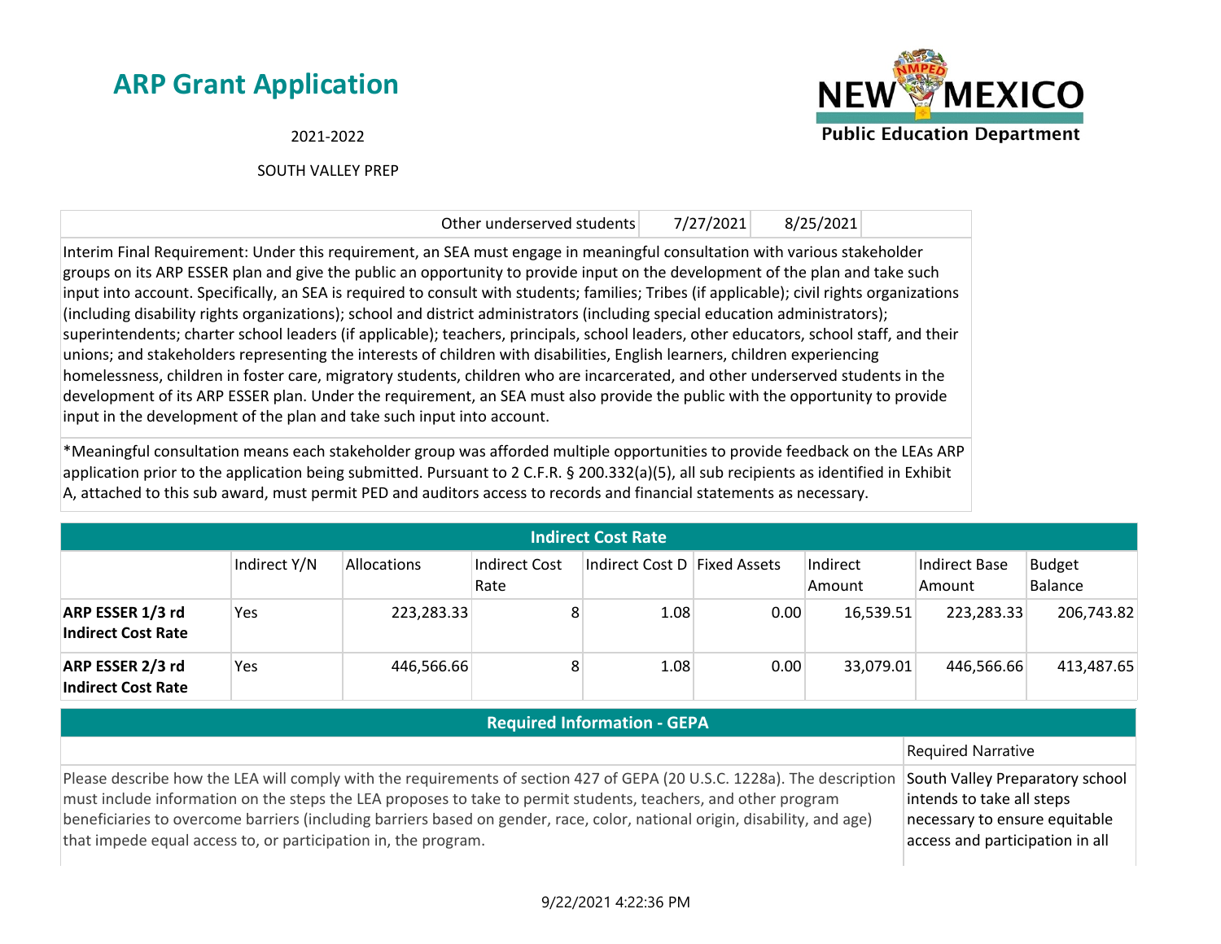# ARP Grant Application

2021-2022

SOUTH VALLEY PREP

| Other underserved students | 7/27/2021 | 8/25/2021 | |
|---|---|---|---|

Interim Final Requirement: Under this requirement, an SEA must engage in meaningful consultation with various stakeholder groups on its ARP ESSER plan and give the public an opportunity to provide input on the development of the plan and take such input into account. Specifically, an SEA is required to consult with students; families; Tribes (if applicable); civil rights organizations (including disability rights organizations); school and district administrators (including special education administrators); superintendents; charter school leaders (if applicable); teachers, principals, school leaders, other educators, school staff, and their unions; and stakeholders representing the interests of children with disabilities, English learners, children experiencing homelessness, children in foster care, migratory students, children who are incarcerated, and other underserved students in the development of its ARP ESSER plan. Under the requirement, an SEA must also provide the public with the opportunity to provide input in the development of the plan and take such input into account.

*Meaningful consultation means each stakeholder group was afforded multiple opportunities to provide feedback on the LEAs ARP application prior to the application being submitted. Pursuant to 2 C.F.R. § 200.332(a)(5), all sub recipients as identified in Exhibit A, attached to this sub award, must permit PED and auditors access to records and financial statements as necessary.

## Indirect Cost Rate

| | Indirect Y/N | Allocations | Indirect Cost Rate | Indirect Cost D | Fixed Assets | Indirect Amount | Indirect Base Amount | Budget Balance |
|---|---|---|---|---|---|---|---|---|
| **ARP ESSER 1/3 rd Indirect Cost Rate** | Yes | 223,283.33 | 8 | 1.08 | 0.00 | 16,539.51 | 223,283.33 | 206,743.82 |
| **ARP ESSER 2/3 rd Indirect Cost Rate** | Yes | 446,566.66 | 8 | 1.08 | 0.00 | 33,079.01 | 446,566.66 | 413,487.65 |

## Required Information - GEPA

| | Required Narrative |
|---|---|
| Please describe how the LEA will comply with the requirements of section 427 of GEPA (20 U.S.C. 1228a). The description must include information on the steps the LEA proposes to take to permit students, teachers, and other program beneficiaries to overcome barriers (including barriers based on gender, race, color, national origin, disability, and age) that impede equal access to, or participation in, the program. | South Valley Preparatory school intends to take all steps necessary to ensure equitable access and participation in all |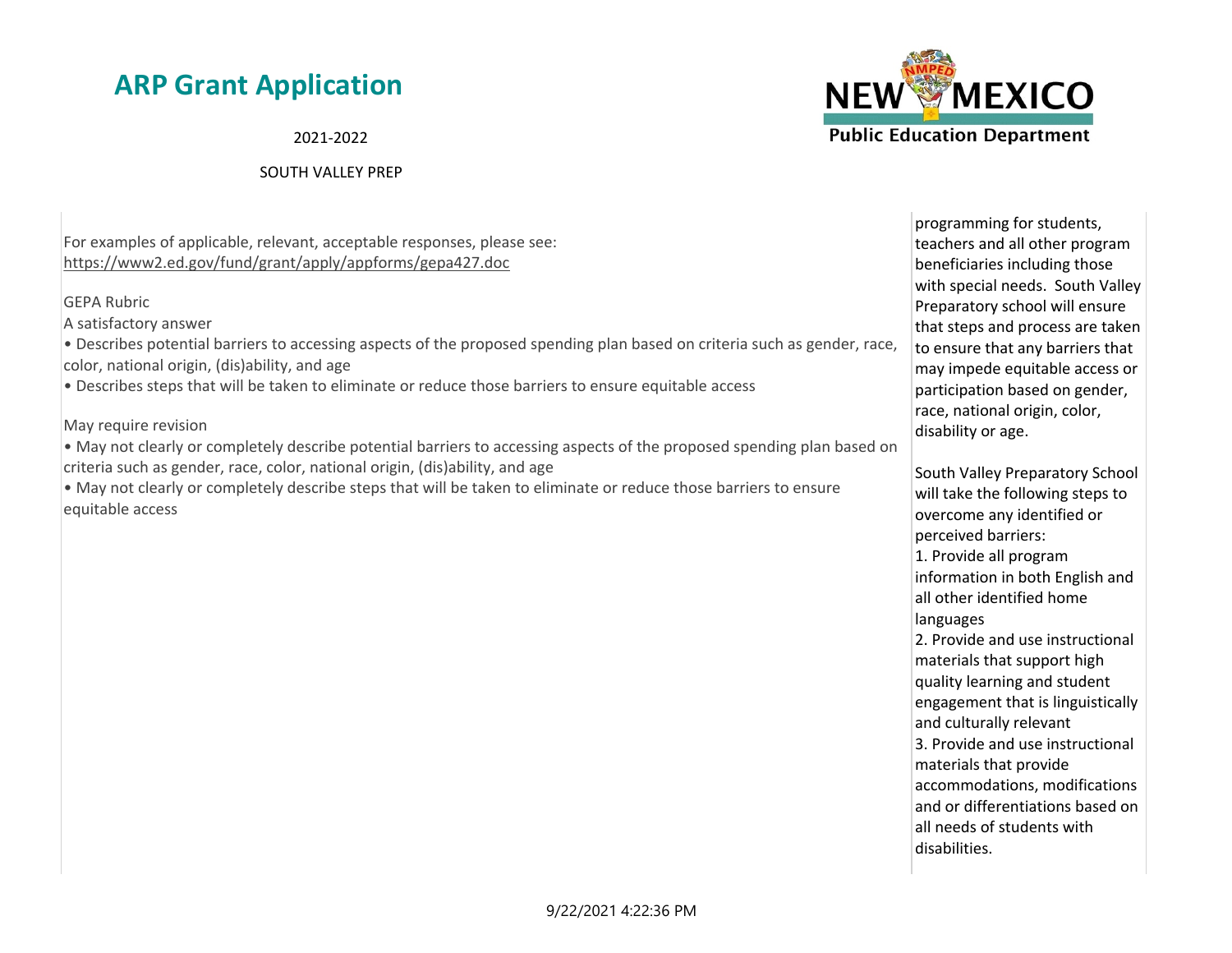# ARP Grant Application

2021-2022

SOUTH VALLEY PREP

| | |
|---|---|
| For examples of applicable, relevant, acceptable responses, please see: https://www2.ed.gov/fund/grant/apply/appforms/gepa427.doc<br><br>GEPA Rubric<br>A satisfactory answer<br>• Describes potential barriers to accessing aspects of the proposed spending plan based on criteria such as gender, race, color, national origin, (dis)ability, and age<br>• Describes steps that will be taken to eliminate or reduce those barriers to ensure equitable access<br><br>May require revision<br>• May not clearly or completely describe potential barriers to accessing aspects of the proposed spending plan based on criteria such as gender, race, color, national origin, (dis)ability, and age<br>• May not clearly or completely describe steps that will be taken to eliminate or reduce those barriers to ensure equitable access | programming for students, teachers and all other program beneficiaries including those with special needs. South Valley Preparatory school will ensure that steps and process are taken to ensure that any barriers that may impede equitable access or participation based on gender, race, national origin, color, disability or age.<br><br>South Valley Preparatory School will take the following steps to overcome any identified or perceived barriers:<br>1. Provide all program information in both English and all other identified home languages<br>2. Provide and use instructional materials that support high quality learning and student engagement that is linguistically and culturally relevant<br>3. Provide and use instructional materials that provide accommodations, modifications and or differentiations based on all needs of students with disabilities. |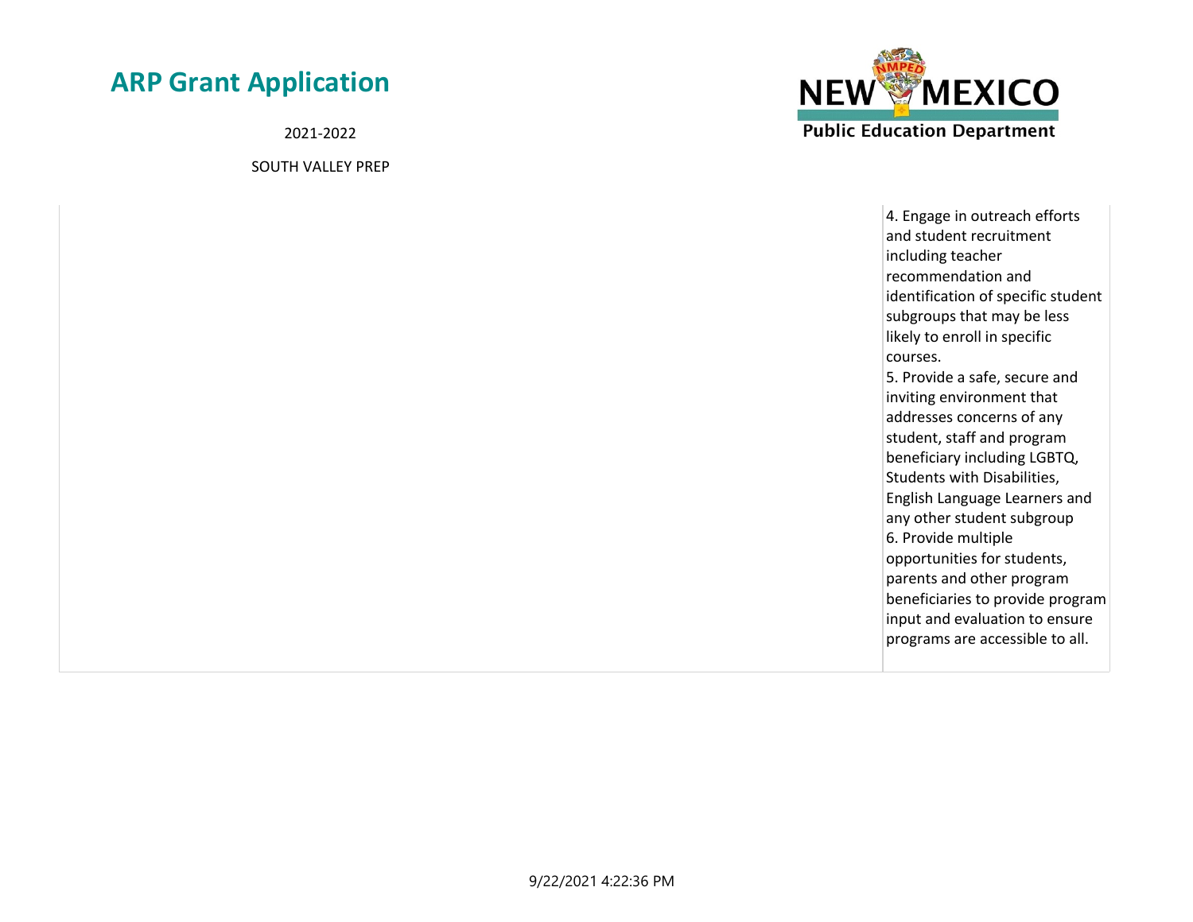| | |
|---|---|
| | 4. Engage in outreach efforts and student recruitment including teacher recommendation and identification of specific student subgroups that may be less likely to enroll in specific courses.<br>5. Provide a safe, secure and inviting environment that addresses concerns of any student, staff and program beneficiary including LGBTQ, Students with Disabilities, English Language Learners and any other student subgroup<br>6. Provide multiple opportunities for students, parents and other program beneficiaries to provide program input and evaluation to ensure programs are accessible to all. |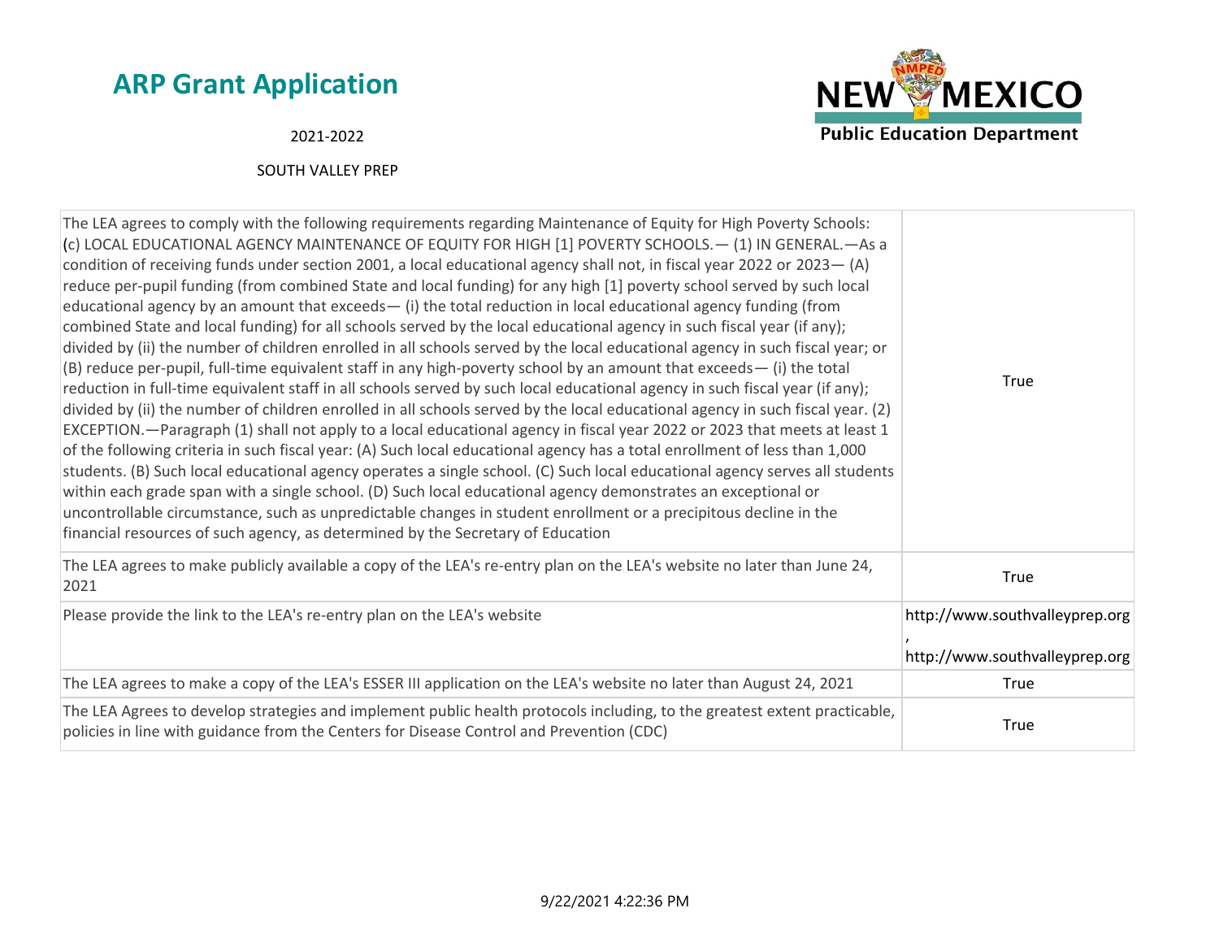# ARP Grant Application

2021-2022

SOUTH VALLEY PREP

| | |
|---|---|
| The LEA agrees to comply with the following requirements regarding Maintenance of Equity for High Poverty Schools: (c) LOCAL EDUCATIONAL AGENCY MAINTENANCE OF EQUITY FOR HIGH [1] POVERTY SCHOOLS.— (1) IN GENERAL.—As a condition of receiving funds under section 2001, a local educational agency shall not, in fiscal year 2022 or 2023— (A) reduce per-pupil funding (from combined State and local funding) for any high [1] poverty school served by such local educational agency by an amount that exceeds— (i) the total reduction in local educational agency funding (from combined State and local funding) for all schools served by the local educational agency in such fiscal year (if any); divided by (ii) the number of children enrolled in all schools served by the local educational agency in such fiscal year; or (B) reduce per-pupil, full-time equivalent staff in any high-poverty school by an amount that exceeds— (i) the total reduction in full-time equivalent staff in all schools served by such local educational agency in such fiscal year (if any); divided by (ii) the number of children enrolled in all schools served by the local educational agency in such fiscal year. (2) EXCEPTION.—Paragraph (1) shall not apply to a local educational agency in fiscal year 2022 or 2023 that meets at least 1 of the following criteria in such fiscal year: (A) Such local educational agency has a total enrollment of less than 1,000 students. (B) Such local educational agency operates a single school. (C) Such local educational agency serves all students within each grade span with a single school. (D) Such local educational agency demonstrates an exceptional or uncontrollable circumstance, such as unpredictable changes in student enrollment or a precipitous decline in the financial resources of such agency, as determined by the Secretary of Education | True |
| The LEA agrees to make publicly available a copy of the LEA's re-entry plan on the LEA's website no later than June 24, 2021 | True |
| Please provide the link to the LEA's re-entry plan on the LEA's website | http://www.southvalleyprep.org , http://www.southvalleyprep.org |
| The LEA agrees to make a copy of the LEA's ESSER III application on the LEA's website no later than August 24, 2021 | True |
| The LEA Agrees to develop strategies and implement public health protocols including, to the greatest extent practicable, policies in line with guidance from the Centers for Disease Control and Prevention (CDC) | True |

9/22/2021 4:22:36 PM